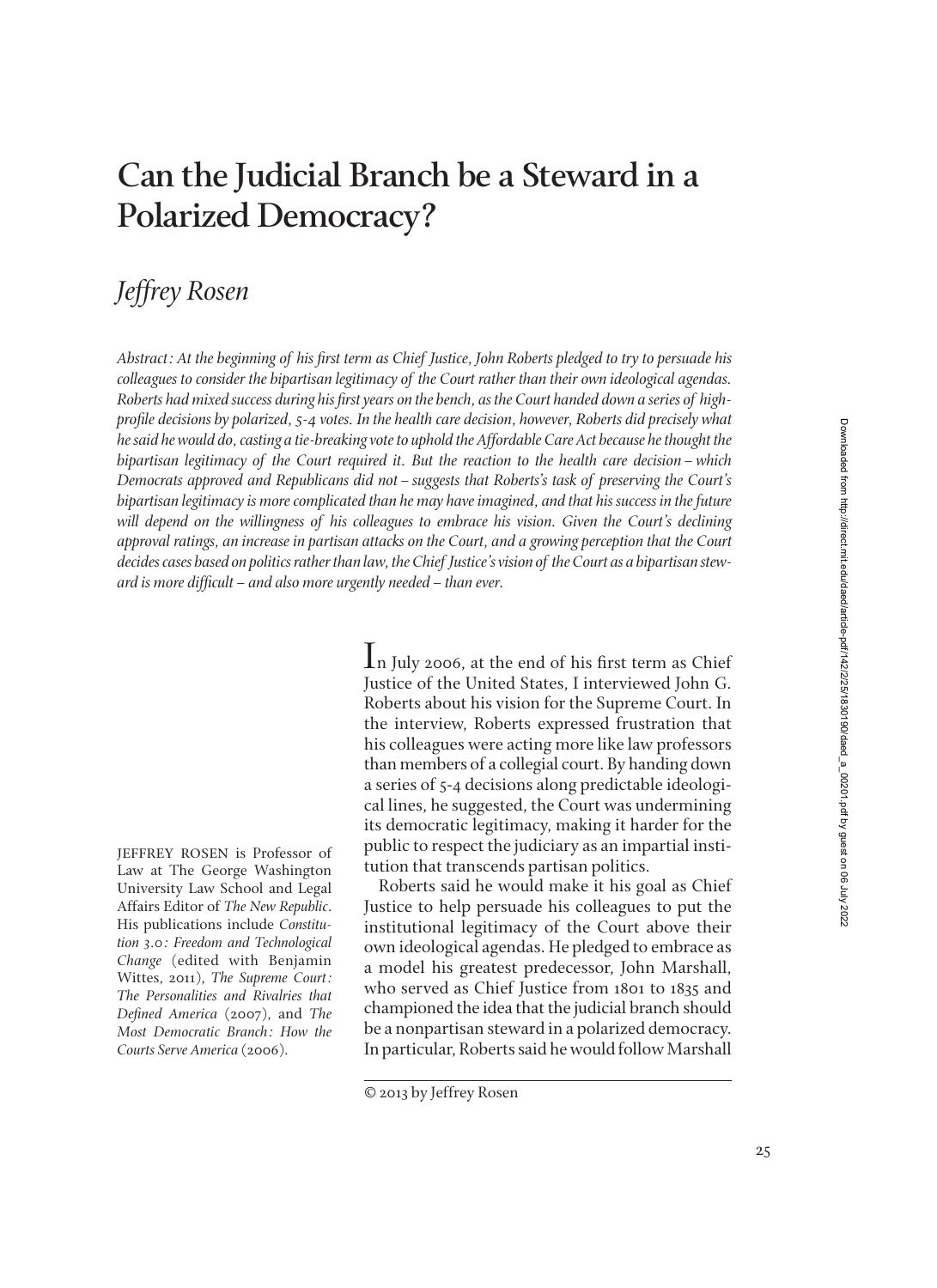# Can the Judicial Branch be a Steward in a Polarized Democracy?

## *Jeffrey Rosen*

*Abstract: At the beginning of his first term as Chief Justice, John Roberts pledged to try to persuade his colleagues to consider the bipartisan legitimacy of the Court rather than their own ideological agendas. Roberts had mixed success during his first years on the bench, as the Court handed down a series of high-profile decisions by polarized, 5-4 votes. In the health care decision, however, Roberts did precisely what he said he would do, casting a tie-breaking vote to uphold the Affordable Care Act because he thought the bipartisan legitimacy of the Court required it. But the reaction to the health care decision – which Democrats approved and Republicans did not – suggests that Roberts's task of preserving the Court's bipartisan legitimacy is more complicated than he may have imagined, and that his success in the future will depend on the willingness of his colleagues to embrace his vision. Given the Court's declining approval ratings, an increase in partisan attacks on the Court, and a growing perception that the Court decides cases based on politics rather than law, the Chief Justice's vision of the Court as a bipartisan steward is more difficult – and also more urgently needed – than ever.*

JEFFREY ROSEN is Professor of Law at The George Washington University Law School and Legal Affairs Editor of *The New Republic*. His publications include *Constitution 3.0: Freedom and Technological Change* (edited with Benjamin Wittes, 2011), *The Supreme Court: The Personalities and Rivalries that Defined America* (2007), and *The Most Democratic Branch: How the Courts Serve America* (2006).

In July 2006, at the end of his first term as Chief Justice of the United States, I interviewed John G. Roberts about his vision for the Supreme Court. In the interview, Roberts expressed frustration that his colleagues were acting more like law professors than members of a collegial court. By handing down a series of 5-4 decisions along predictable ideological lines, he suggested, the Court was undermining its democratic legitimacy, making it harder for the public to respect the judiciary as an impartial institution that transcends partisan politics.

Roberts said he would make it his goal as Chief Justice to help persuade his colleagues to put the institutional legitimacy of the Court above their own ideological agendas. He pledged to embrace as a model his greatest predecessor, John Marshall, who served as Chief Justice from 1801 to 1835 and championed the idea that the judicial branch should be a nonpartisan steward in a polarized democracy. In particular, Roberts said he would follow Marshall

© 2013 by Jeffrey Rosen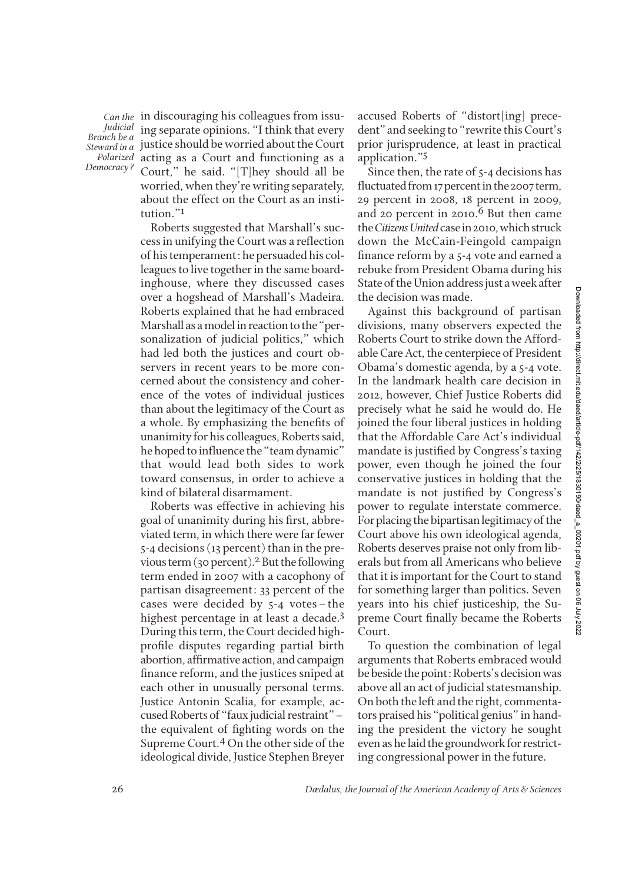in discouraging his colleagues from issuing separate opinions. "I think that every justice should be worried about the Court acting as a Court and functioning as a Court," he said. "[T]hey should all be worried, when they're writing separately, about the effect on the Court as an institution."[1]

Roberts suggested that Marshall's success in unifying the Court was a reflection of his temperament: he persuaded his colleagues to live together in the same boardinghouse, where they discussed cases over a hogshead of Marshall's Madeira. Roberts explained that he had embraced Marshall as a model in reaction to the "personalization of judicial politics," which had led both the justices and court observers in recent years to be more concerned about the consistency and coherence of the votes of individual justices than about the legitimacy of the Court as a whole. By emphasizing the benefits of unanimity for his colleagues, Roberts said, he hoped to influence the "team dynamic" that would lead both sides to work toward consensus, in order to achieve a kind of bilateral disarmament.

Roberts was effective in achieving his goal of unanimity during his first, abbreviated term, in which there were far fewer 5-4 decisions (13 percent) than in the previous term (30 percent).[2] But the following term ended in 2007 with a cacophony of partisan disagreement: 33 percent of the cases were decided by 5-4 votes – the highest percentage in at least a decade.[3] During this term, the Court decided high-profile disputes regarding partial birth abortion, affirmative action, and campaign finance reform, and the justices sniped at each other in unusually personal terms. Justice Antonin Scalia, for example, accused Roberts of "faux judicial restraint" – the equivalent of fighting words on the Supreme Court.[4] On the other side of the ideological divide, Justice Stephen Breyer accused Roberts of "distort[ing] precedent" and seeking to "rewrite this Court's prior jurisprudence, at least in practical application."[5]

Since then, the rate of 5-4 decisions has fluctuated from 17 percent in the 2007 term, 29 percent in 2008, 18 percent in 2009, and 20 percent in 2010.[6] But then came the *Citizens United* case in 2010, which struck down the McCain-Feingold campaign finance reform by a 5-4 vote and earned a rebuke from President Obama during his State of the Union address just a week after the decision was made.

Against this background of partisan divisions, many observers expected the Roberts Court to strike down the Affordable Care Act, the centerpiece of President Obama's domestic agenda, by a 5-4 vote. In the landmark health care decision in 2012, however, Chief Justice Roberts did precisely what he said he would do. He joined the four liberal justices in holding that the Affordable Care Act's individual mandate is justified by Congress's taxing power, even though he joined the four conservative justices in holding that the mandate is not justified by Congress's power to regulate interstate commerce. For placing the bipartisan legitimacy of the Court above his own ideological agenda, Roberts deserves praise not only from liberals but from all Americans who believe that it is important for the Court to stand for something larger than politics. Seven years into his chief justiceship, the Supreme Court finally became the Roberts Court.

To question the combination of legal arguments that Roberts embraced would be beside the point: Roberts's decision was above all an act of judicial statesmanship. On both the left and the right, commentators praised his "political genius" in handing the president the victory he sought even as he laid the groundwork for restricting congressional power in the future.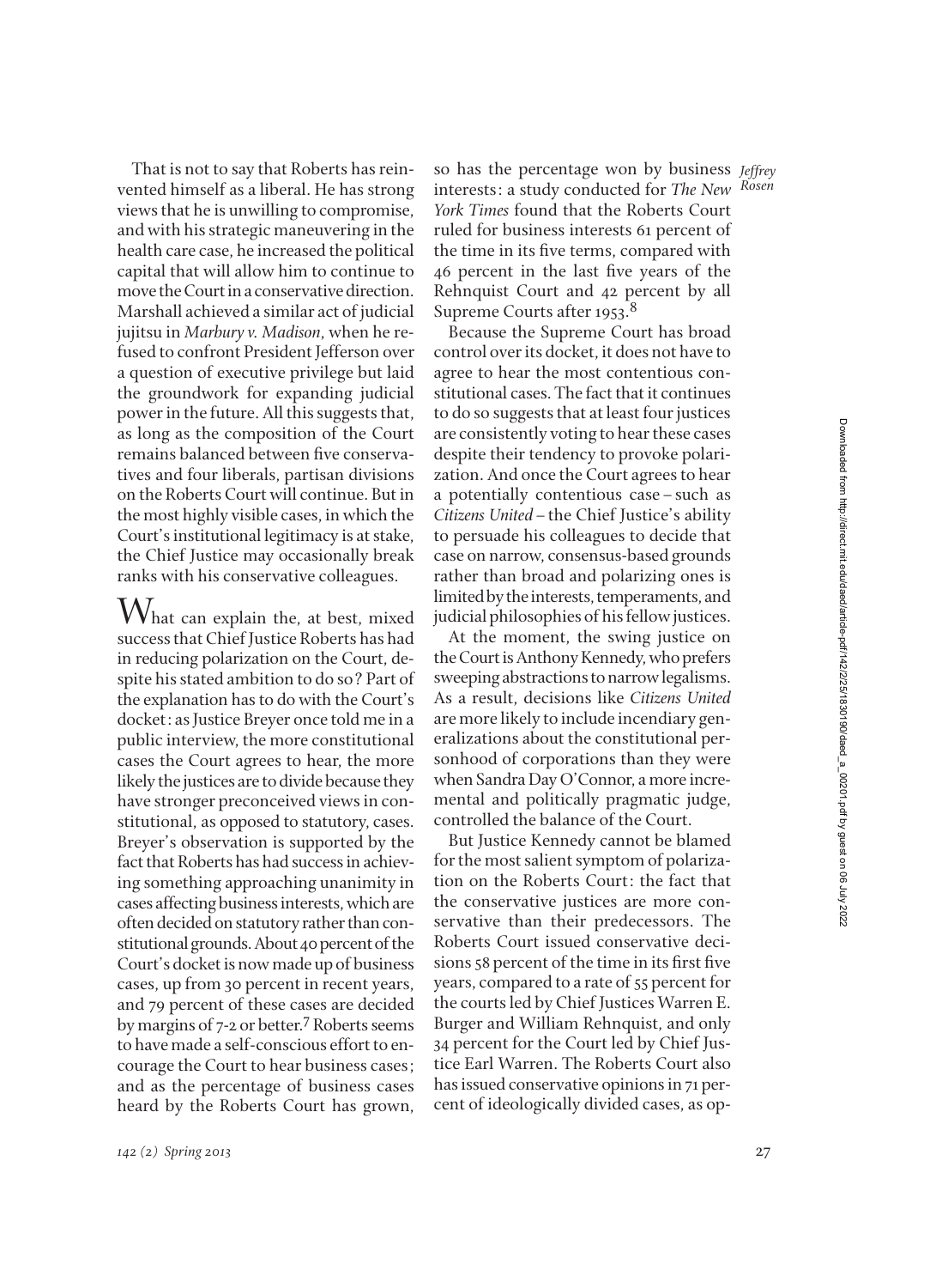That is not to say that Roberts has reinvented himself as a liberal. He has strong views that he is unwilling to compromise, and with his strategic maneuvering in the health care case, he increased the political capital that will allow him to continue to move the Court in a conservative direction. Marshall achieved a similar act of judicial jujitsu in *Marbury v. Madison*, when he refused to confront President Jefferson over a question of executive privilege but laid the groundwork for expanding judicial power in the future. All this suggests that, as long as the composition of the Court remains balanced between five conservatives and four liberals, partisan divisions on the Roberts Court will continue. But in the most highly visible cases, in which the Court's institutional legitimacy is at stake, the Chief Justice may occasionally break ranks with his conservative colleagues.

What can explain the, at best, mixed success that Chief Justice Roberts has had in reducing polarization on the Court, despite his stated ambition to do so? Part of the explanation has to do with the Court's docket: as Justice Breyer once told me in a public interview, the more constitutional cases the Court agrees to hear, the more likely the justices are to divide because they have stronger preconceived views in constitutional, as opposed to statutory, cases. Breyer's observation is supported by the fact that Roberts has had success in achieving something approaching unanimity in cases affecting business interests, which are often decided on statutory rather than constitutional grounds. About 40 percent of the Court's docket is now made up of business cases, up from 30 percent in recent years, and 79 percent of these cases are decided by margins of 7-2 or better.[7] Roberts seems to have made a self-conscious effort to encourage the Court to hear business cases; and as the percentage of business cases heard by the Roberts Court has grown, so has the percentage won by business interests: a study conducted for *The New York Times* found that the Roberts Court ruled for business interests 61 percent of the time in its five terms, compared with 46 percent in the last five years of the Rehnquist Court and 42 percent by all Supreme Courts after 1953.[8]

Because the Supreme Court has broad control over its docket, it does not have to agree to hear the most contentious constitutional cases. The fact that it continues to do so suggests that at least four justices are consistently voting to hear these cases despite their tendency to provoke polarization. And once the Court agrees to hear a potentially contentious case – such as *Citizens United* – the Chief Justice's ability to persuade his colleagues to decide that case on narrow, consensus-based grounds rather than broad and polarizing ones is limited by the interests, temperaments, and judicial philosophies of his fellow justices.

At the moment, the swing justice on the Court is Anthony Kennedy, who prefers sweeping abstractions to narrow legalisms. As a result, decisions like *Citizens United* are more likely to include incendiary generalizations about the constitutional personhood of corporations than they were when Sandra Day O'Connor, a more incremental and politically pragmatic judge, controlled the balance of the Court.

But Justice Kennedy cannot be blamed for the most salient symptom of polarization on the Roberts Court: the fact that the conservative justices are more conservative than their predecessors. The Roberts Court issued conservative decisions 58 percent of the time in its first five years, compared to a rate of 55 percent for the courts led by Chief Justices Warren E. Burger and William Rehnquist, and only 34 percent for the Court led by Chief Justice Earl Warren. The Roberts Court also has issued conservative opinions in 71 percent of ideologically divided cases, as op-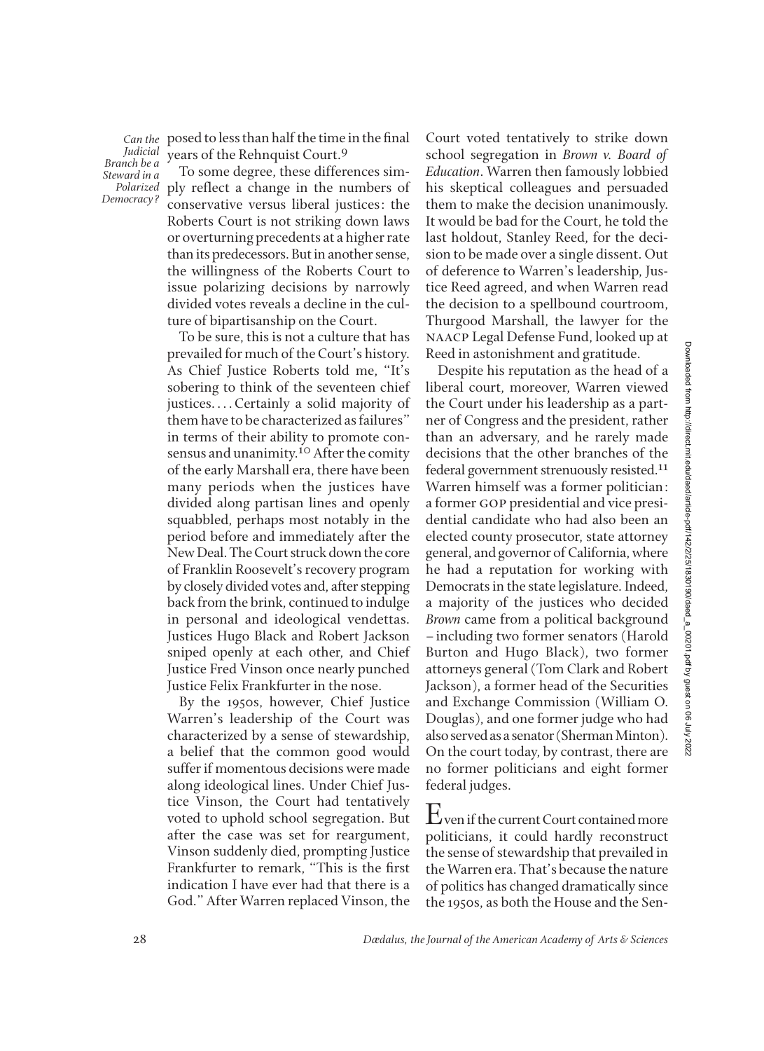posed to less than half the time in the final years of the Rehnquist Court.[9]

To some degree, these differences simply reflect a change in the numbers of conservative versus liberal justices: the Roberts Court is not striking down laws or overturning precedents at a higher rate than its predecessors. But in another sense, the willingness of the Roberts Court to issue polarizing decisions by narrowly divided votes reveals a decline in the culture of bipartisanship on the Court.

To be sure, this is not a culture that has prevailed for much of the Court's history. As Chief Justice Roberts told me, "It's sobering to think of the seventeen chief justices. . . . Certainly a solid majority of them have to be characterized as failures" in terms of their ability to promote consensus and unanimity.[10] After the comity of the early Marshall era, there have been many periods when the justices have divided along partisan lines and openly squabbled, perhaps most notably in the period before and immediately after the New Deal. The Court struck down the core of Franklin Roosevelt's recovery program by closely divided votes and, after stepping back from the brink, continued to indulge in personal and ideological vendettas. Justices Hugo Black and Robert Jackson sniped openly at each other, and Chief Justice Fred Vinson once nearly punched Justice Felix Frankfurter in the nose.

By the 1950s, however, Chief Justice Warren's leadership of the Court was characterized by a sense of stewardship, a belief that the common good would suffer if momentous decisions were made along ideological lines. Under Chief Justice Vinson, the Court had tentatively voted to uphold school segregation. But after the case was set for reargument, Vinson suddenly died, prompting Justice Frankfurter to remark, "This is the first indication I have ever had that there is a God." After Warren replaced Vinson, the Court voted tentatively to strike down school segregation in *Brown v. Board of Education*. Warren then famously lobbied his skeptical colleagues and persuaded them to make the decision unanimously. It would be bad for the Court, he told the last holdout, Stanley Reed, for the decision to be made over a single dissent. Out of deference to Warren's leadership, Justice Reed agreed, and when Warren read the decision to a spellbound courtroom, Thurgood Marshall, the lawyer for the NAACP Legal Defense Fund, looked up at Reed in astonishment and gratitude.

Despite his reputation as the head of a liberal court, moreover, Warren viewed the Court under his leadership as a partner of Congress and the president, rather than an adversary, and he rarely made decisions that the other branches of the federal government strenuously resisted.[11] Warren himself was a former politician: a former GOP presidential and vice presidential candidate who had also been an elected county prosecutor, state attorney general, and governor of California, where he had a reputation for working with Democrats in the state legislature. Indeed, a majority of the justices who decided *Brown* came from a political background – including two former senators (Harold Burton and Hugo Black), two former attorneys general (Tom Clark and Robert Jackson), a former head of the Securities and Exchange Commission (William O. Douglas), and one former judge who had also served as a senator (Sherman Minton). On the court today, by contrast, there are no former politicians and eight former federal judges.

Even if the current Court contained more politicians, it could hardly reconstruct the sense of stewardship that prevailed in the Warren era. That's because the nature of politics has changed dramatically since the 1950s, as both the House and the Sen-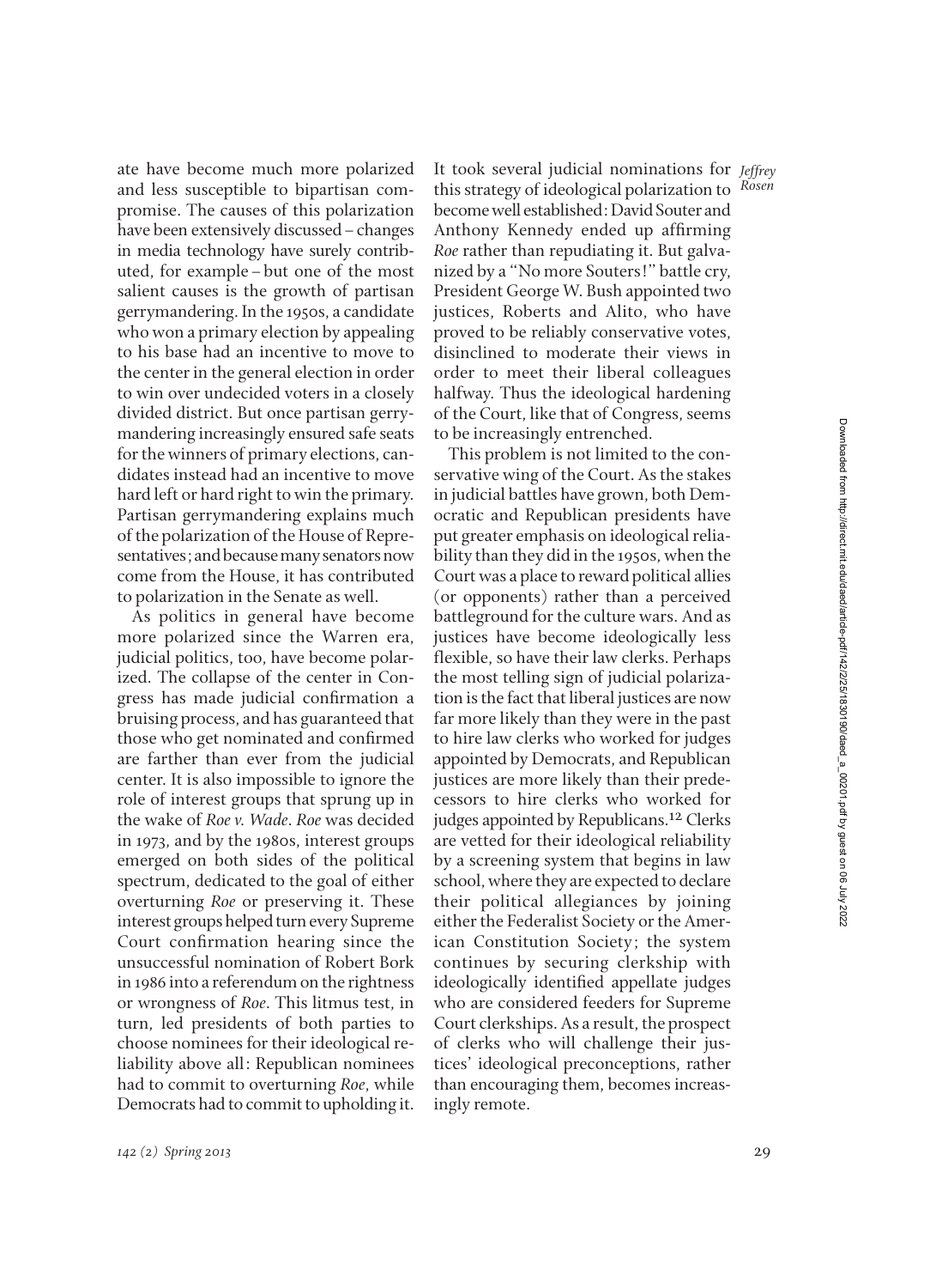ate have become much more polarized and less susceptible to bipartisan compromise. The causes of this polarization have been extensively discussed – changes in media technology have surely contributed, for example – but one of the most salient causes is the growth of partisan gerrymandering. In the 1950s, a candidate who won a primary election by appealing to his base had an incentive to move to the center in the general election in order to win over undecided voters in a closely divided district. But once partisan gerrymandering increasingly ensured safe seats for the winners of primary elections, candidates instead had an incentive to move hard left or hard right to win the primary. Partisan gerrymandering explains much of the polarization of the House of Representatives; and because many senators now come from the House, it has contributed to polarization in the Senate as well.

As politics in general have become more polarized since the Warren era, judicial politics, too, have become polarized. The collapse of the center in Congress has made judicial confirmation a bruising process, and has guaranteed that those who get nominated and confirmed are farther than ever from the judicial center. It is also impossible to ignore the role of interest groups that sprung up in the wake of *Roe v. Wade*. *Roe* was decided in 1973, and by the 1980s, interest groups emerged on both sides of the political spectrum, dedicated to the goal of either overturning *Roe* or preserving it. These interest groups helped turn every Supreme Court confirmation hearing since the unsuccessful nomination of Robert Bork in 1986 into a referendum on the rightness or wrongness of *Roe*. This litmus test, in turn, led presidents of both parties to choose nominees for their ideological reliability above all: Republican nominees had to commit to overturning *Roe*, while Democrats had to commit to upholding it. It took several judicial nominations for this strategy of ideological polarization to become well established: David Souter and Anthony Kennedy ended up affirming *Roe* rather than repudiating it. But galvanized by a "No more Souters!" battle cry, President George W. Bush appointed two justices, Roberts and Alito, who have proved to be reliably conservative votes, disinclined to moderate their views in order to meet their liberal colleagues halfway. Thus the ideological hardening of the Court, like that of Congress, seems to be increasingly entrenched.

This problem is not limited to the conservative wing of the Court. As the stakes in judicial battles have grown, both Democratic and Republican presidents have put greater emphasis on ideological reliability than they did in the 1950s, when the Court was a place to reward political allies (or opponents) rather than a perceived battleground for the culture wars. And as justices have become ideologically less flexible, so have their law clerks. Perhaps the most telling sign of judicial polarization is the fact that liberal justices are now far more likely than they were in the past to hire law clerks who worked for judges appointed by Democrats, and Republican justices are more likely than their predecessors to hire clerks who worked for judges appointed by Republicans.[12] Clerks are vetted for their ideological reliability by a screening system that begins in law school, where they are expected to declare their political allegiances by joining either the Federalist Society or the American Constitution Society; the system continues by securing clerkship with ideologically identified appellate judges who are considered feeders for Supreme Court clerkships. As a result, the prospect of clerks who will challenge their justices' ideological preconceptions, rather than encouraging them, becomes increasingly remote.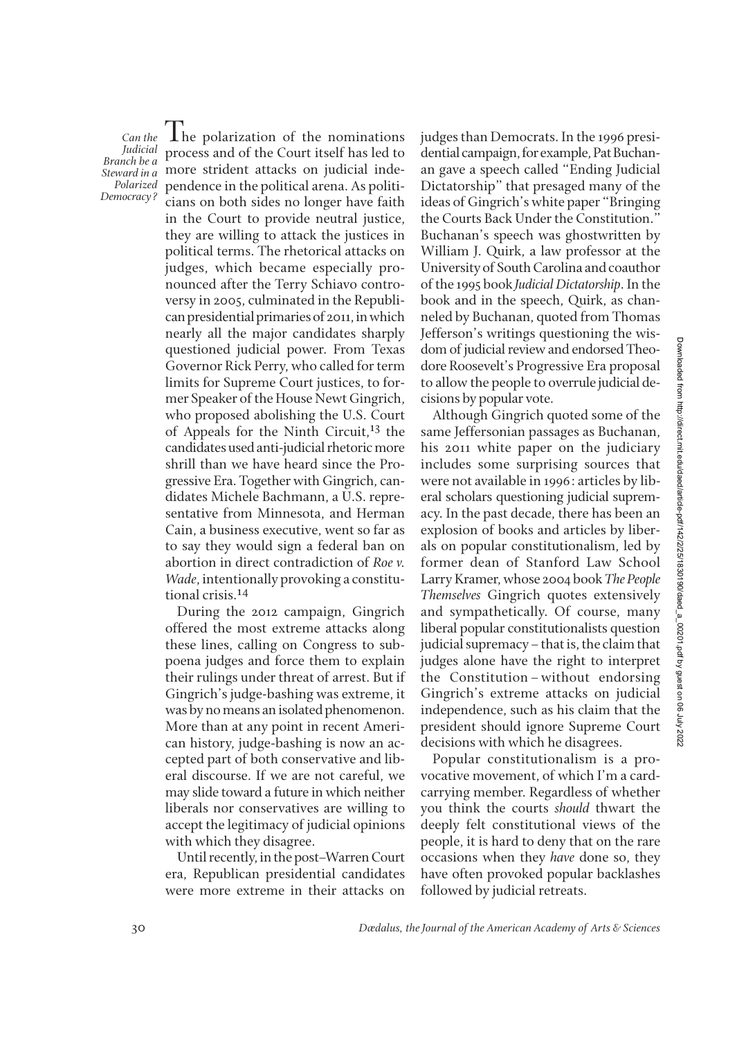The polarization of the nominations process and of the Court itself has led to more strident attacks on judicial independence in the political arena. As politicians on both sides no longer have faith in the Court to provide neutral justice, they are willing to attack the justices in political terms. The rhetorical attacks on judges, which became especially pronounced after the Terry Schiavo controversy in 2005, culminated in the Republican presidential primaries of 2011, in which nearly all the major candidates sharply questioned judicial power. From Texas Governor Rick Perry, who called for term limits for Supreme Court justices, to former Speaker of the House Newt Gingrich, who proposed abolishing the U.S. Court of Appeals for the Ninth Circuit,[13] the candidates used anti-judicial rhetoric more shrill than we have heard since the Progressive Era. Together with Gingrich, candidates Michele Bachmann, a U.S. representative from Minnesota, and Herman Cain, a business executive, went so far as to say they would sign a federal ban on abortion in direct contradiction of *Roe v. Wade*, intentionally provoking a constitutional crisis.[14]

During the 2012 campaign, Gingrich offered the most extreme attacks along these lines, calling on Congress to subpoena judges and force them to explain their rulings under threat of arrest. But if Gingrich's judge-bashing was extreme, it was by no means an isolated phenomenon. More than at any point in recent American history, judge-bashing is now an accepted part of both conservative and liberal discourse. If we are not careful, we may slide toward a future in which neither liberals nor conservatives are willing to accept the legitimacy of judicial opinions with which they disagree.

Until recently, in the post–Warren Court era, Republican presidential candidates were more extreme in their attacks on judges than Democrats. In the 1996 presidential campaign, for example, Pat Buchanan gave a speech called "Ending Judicial Dictatorship" that presaged many of the ideas of Gingrich's white paper "Bringing the Courts Back Under the Constitution." Buchanan's speech was ghostwritten by William J. Quirk, a law professor at the University of South Carolina and coauthor of the 1995 book *Judicial Dictatorship*. In the book and in the speech, Quirk, as channeled by Buchanan, quoted from Thomas Jefferson's writings questioning the wisdom of judicial review and endorsed Theodore Roosevelt's Progressive Era proposal to allow the people to overrule judicial decisions by popular vote.

Although Gingrich quoted some of the same Jeffersonian passages as Buchanan, his 2011 white paper on the judiciary includes some surprising sources that were not available in 1996: articles by liberal scholars questioning judicial supremacy. In the past decade, there has been an explosion of books and articles by liberals on popular constitutionalism, led by former dean of Stanford Law School Larry Kramer, whose 2004 book *The People Themselves* Gingrich quotes extensively and sympathetically. Of course, many liberal popular constitutionalists question judicial supremacy – that is, the claim that judges alone have the right to interpret the Constitution – without endorsing Gingrich's extreme attacks on judicial independence, such as his claim that the president should ignore Supreme Court decisions with which he disagrees.

Popular constitutionalism is a provocative movement, of which I'm a card-carrying member. Regardless of whether you think the courts *should* thwart the deeply felt constitutional views of the people, it is hard to deny that on the rare occasions when they *have* done so, they have often provoked popular backlashes followed by judicial retreats.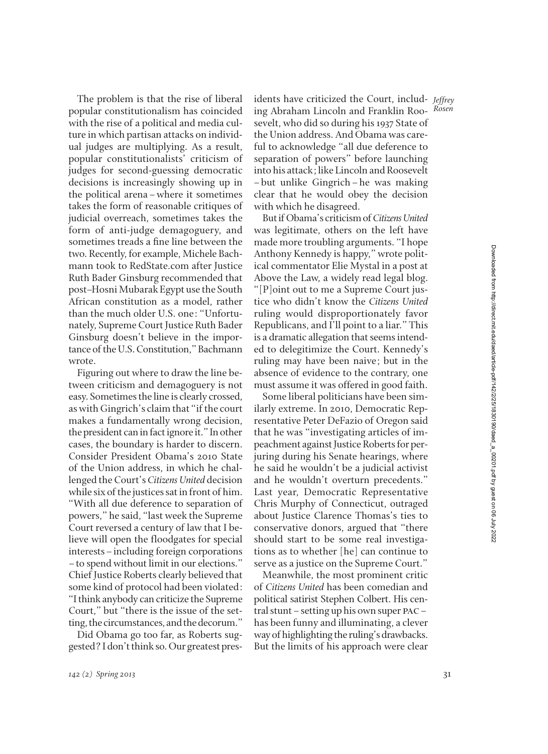The problem is that the rise of liberal popular constitutionalism has coincided with the rise of a political and media culture in which partisan attacks on individual judges are multiplying. As a result, popular constitutionalists' criticism of judges for second-guessing democratic decisions is increasingly showing up in the political arena – where it sometimes takes the form of reasonable critiques of judicial overreach, sometimes takes the form of anti-judge demagoguery, and sometimes treads a fine line between the two. Recently, for example, Michele Bachmann took to RedState.com after Justice Ruth Bader Ginsburg recommended that post–Hosni Mubarak Egypt use the South African constitution as a model, rather than the much older U.S. one: "Unfortunately, Supreme Court Justice Ruth Bader Ginsburg doesn't believe in the importance of the U.S. Constitution," Bachmann wrote.

Figuring out where to draw the line between criticism and demagoguery is not easy. Sometimes the line is clearly crossed, as with Gingrich's claim that "if the court makes a fundamentally wrong decision, the president can in fact ignore it." In other cases, the boundary is harder to discern. Consider President Obama's 2010 State of the Union address, in which he challenged the Court's *Citizens United* decision while six of the justices sat in front of him. "With all due deference to separation of powers," he said, "last week the Supreme Court reversed a century of law that I believe will open the floodgates for special interests – including foreign corporations – to spend without limit in our elections." Chief Justice Roberts clearly believed that some kind of protocol had been violated: "I think anybody can criticize the Supreme Court," but "there is the issue of the setting, the circumstances, and the decorum."

Did Obama go too far, as Roberts suggested? I don't think so. Our greatest presidents have criticized the Court, including Abraham Lincoln and Franklin Roosevelt, who did so during his 1937 State of the Union address. And Obama was careful to acknowledge "all due deference to separation of powers" before launching into his attack; like Lincoln and Roosevelt – but unlike Gingrich – he was making clear that he would obey the decision with which he disagreed.

But if Obama's criticism of *Citizens United* was legitimate, others on the left have made more troubling arguments. "I hope Anthony Kennedy is happy," wrote political commentator Elie Mystal in a post at Above the Law, a widely read legal blog. "[P]oint out to me a Supreme Court justice who didn't know the *Citizens United* ruling would disproportionately favor Republicans, and I'll point to a liar." This is a dramatic allegation that seems intended to delegitimize the Court. Kennedy's ruling may have been naive; but in the absence of evidence to the contrary, one must assume it was offered in good faith.

Some liberal politicians have been similarly extreme. In 2010, Democratic Representative Peter DeFazio of Oregon said that he was "investigating articles of impeachment against Justice Roberts for perjuring during his Senate hearings, where he said he wouldn't be a judicial activist and he wouldn't overturn precedents." Last year, Democratic Representative Chris Murphy of Connecticut, outraged about Justice Clarence Thomas's ties to conservative donors, argued that "there should start to be some real investigations as to whether [he] can continue to serve as a justice on the Supreme Court."

Meanwhile, the most prominent critic of *Citizens United* has been comedian and political satirist Stephen Colbert. His central stunt – setting up his own super PAC – has been funny and illuminating, a clever way of highlighting the ruling's drawbacks. But the limits of his approach were clear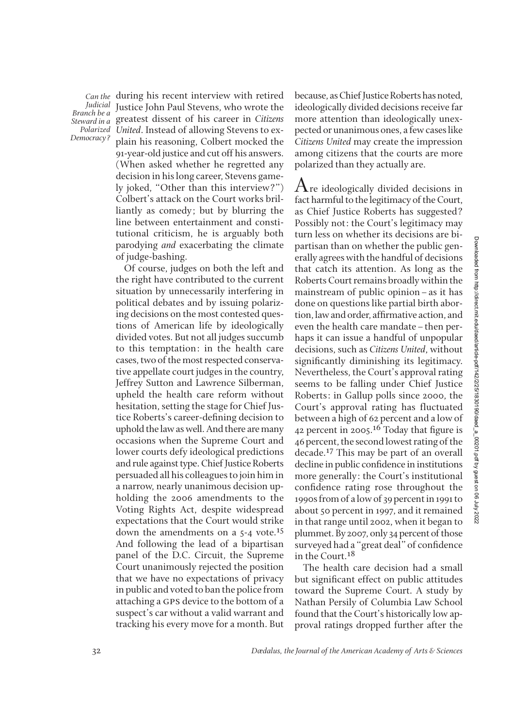during his recent interview with retired Justice John Paul Stevens, who wrote the greatest dissent of his career in *Citizens United*. Instead of allowing Stevens to explain his reasoning, Colbert mocked the 91-year-old justice and cut off his answers. (When asked whether he regretted any decision in his long career, Stevens gamely joked, "Other than this interview?") Colbert's attack on the Court works brilliantly as comedy; but by blurring the line between entertainment and constitutional criticism, he is arguably both parodying *and* exacerbating the climate of judge-bashing.

Of course, judges on both the left and the right have contributed to the current situation by unnecessarily interfering in political debates and by issuing polarizing decisions on the most contested questions of American life by ideologically divided votes. But not all judges succumb to this temptation: in the health care cases, two of the most respected conservative appellate court judges in the country, Jeffrey Sutton and Lawrence Silberman, upheld the health care reform without hesitation, setting the stage for Chief Justice Roberts's career-defining decision to uphold the law as well. And there are many occasions when the Supreme Court and lower courts defy ideological predictions and rule against type. Chief Justice Roberts persuaded all his colleagues to join him in a narrow, nearly unanimous decision upholding the 2006 amendments to the Voting Rights Act, despite widespread expectations that the Court would strike down the amendments on a 5-4 vote.[15] And following the lead of a bipartisan panel of the D.C. Circuit, the Supreme Court unanimously rejected the position that we have no expectations of privacy in public and voted to ban the police from attaching a GPS device to the bottom of a suspect's car without a valid warrant and tracking his every move for a month. But because, as Chief Justice Roberts has noted, ideologically divided decisions receive far more attention than ideologically unexpected or unanimous ones, a few cases like *Citizens United* may create the impression among citizens that the courts are more polarized than they actually are.

Are ideologically divided decisions in fact harmful to the legitimacy of the Court, as Chief Justice Roberts has suggested? Possibly not: the Court's legitimacy may turn less on whether its decisions are bipartisan than on whether the public generally agrees with the handful of decisions that catch its attention. As long as the Roberts Court remains broadly within the mainstream of public opinion – as it has done on questions like partial birth abortion, law and order, affirmative action, and even the health care mandate – then perhaps it can issue a handful of unpopular decisions, such as *Citizens United*, without significantly diminishing its legitimacy. Nevertheless, the Court's approval rating seems to be falling under Chief Justice Roberts: in Gallup polls since 2000, the Court's approval rating has fluctuated between a high of 62 percent and a low of 42 percent in 2005.[16] Today that figure is 46 percent, the second lowest rating of the decade.[17] This may be part of an overall decline in public confidence in institutions more generally: the Court's institutional confidence rating rose throughout the 1990s from of a low of 39 percent in 1991 to about 50 percent in 1997, and it remained in that range until 2002, when it began to plummet. By 2007, only 34 percent of those surveyed had a "great deal" of confidence in the Court.[18]

The health care decision had a small but significant effect on public attitudes toward the Supreme Court. A study by Nathan Persily of Columbia Law School found that the Court's historically low approval ratings dropped further after the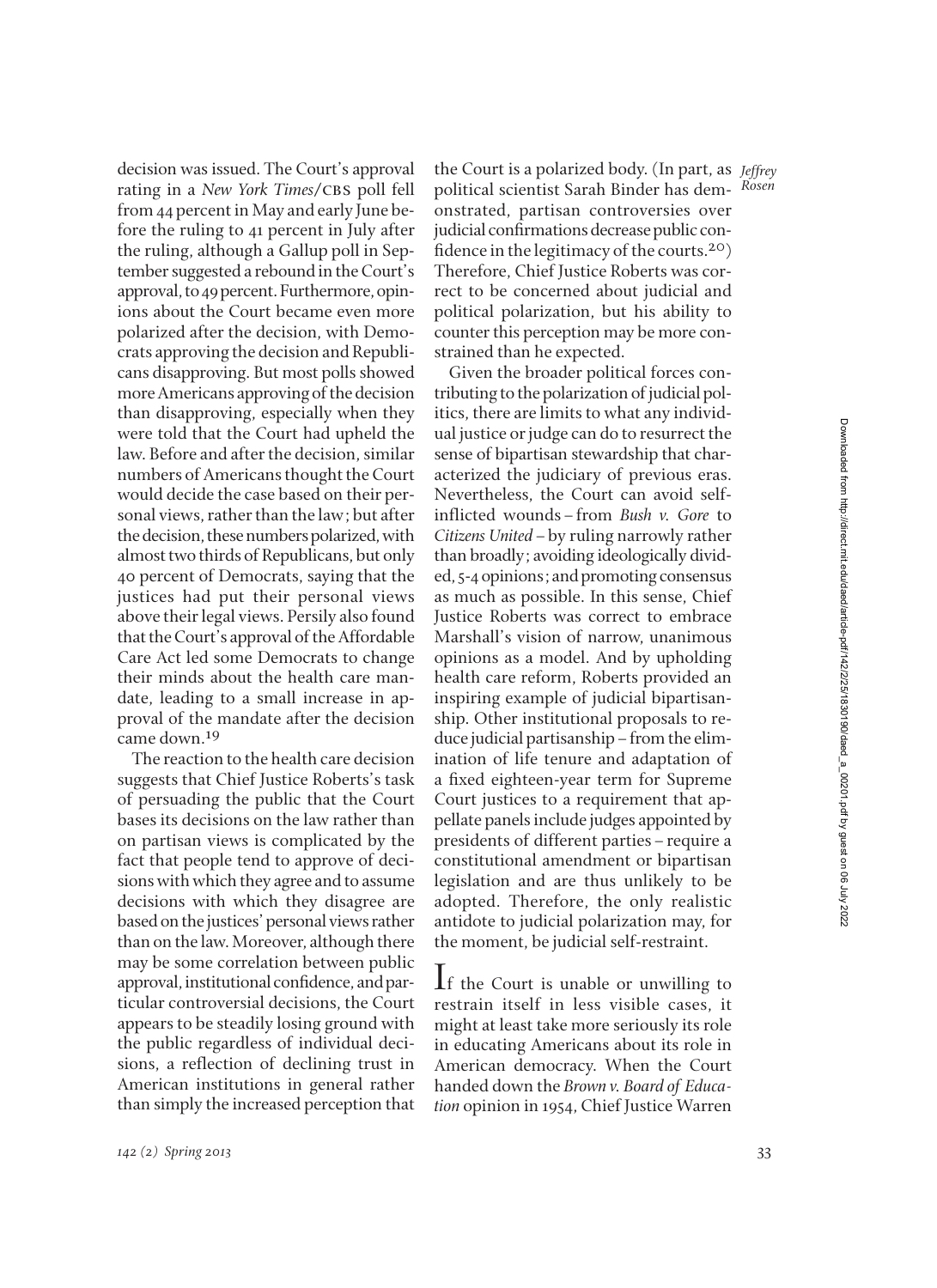decision was issued. The Court's approval rating in a *New York Times*/CBS poll fell from 44 percent in May and early June before the ruling to 41 percent in July after the ruling, although a Gallup poll in September suggested a rebound in the Court's approval, to 49 percent. Furthermore, opinions about the Court became even more polarized after the decision, with Democrats approving the decision and Republicans disapproving. But most polls showed more Americans approving of the decision than disapproving, especially when they were told that the Court had upheld the law. Before and after the decision, similar numbers of Americans thought the Court would decide the case based on their personal views, rather than the law; but after the decision, these numbers polarized, with almost two thirds of Republicans, but only 40 percent of Democrats, saying that the justices had put their personal views above their legal views. Persily also found that the Court's approval of the Affordable Care Act led some Democrats to change their minds about the health care mandate, leading to a small increase in approval of the mandate after the decision came down.[19]

The reaction to the health care decision suggests that Chief Justice Roberts's task of persuading the public that the Court bases its decisions on the law rather than on partisan views is complicated by the fact that people tend to approve of decisions with which they agree and to assume decisions with which they disagree are based on the justices' personal views rather than on the law. Moreover, although there may be some correlation between public approval, institutional confidence, and particular controversial decisions, the Court appears to be steadily losing ground with the public regardless of individual decisions, a reflection of declining trust in American institutions in general rather than simply the increased perception that the Court is a polarized body. (In part, as political scientist Sarah Binder has demonstrated, partisan controversies over judicial confirmations decrease public confidence in the legitimacy of the courts.[20]) Therefore, Chief Justice Roberts was correct to be concerned about judicial and political polarization, but his ability to counter this perception may be more constrained than he expected.

Given the broader political forces contributing to the polarization of judicial politics, there are limits to what any individual justice or judge can do to resurrect the sense of bipartisan stewardship that characterized the judiciary of previous eras. Nevertheless, the Court can avoid self-inflicted wounds – from *Bush v. Gore* to *Citizens United* – by ruling narrowly rather than broadly; avoiding ideologically divided, 5-4 opinions; and promoting consensus as much as possible. In this sense, Chief Justice Roberts was correct to embrace Marshall's vision of narrow, unanimous opinions as a model. And by upholding health care reform, Roberts provided an inspiring example of judicial bipartisanship. Other institutional proposals to reduce judicial partisanship – from the elimination of life tenure and adaptation of a fixed eighteen-year term for Supreme Court justices to a requirement that appellate panels include judges appointed by presidents of different parties – require a constitutional amendment or bipartisan legislation and are thus unlikely to be adopted. Therefore, the only realistic antidote to judicial polarization may, for the moment, be judicial self-restraint.

If the Court is unable or unwilling to restrain itself in less visible cases, it might at least take more seriously its role in educating Americans about its role in American democracy. When the Court handed down the *Brown v. Board of Education* opinion in 1954, Chief Justice Warren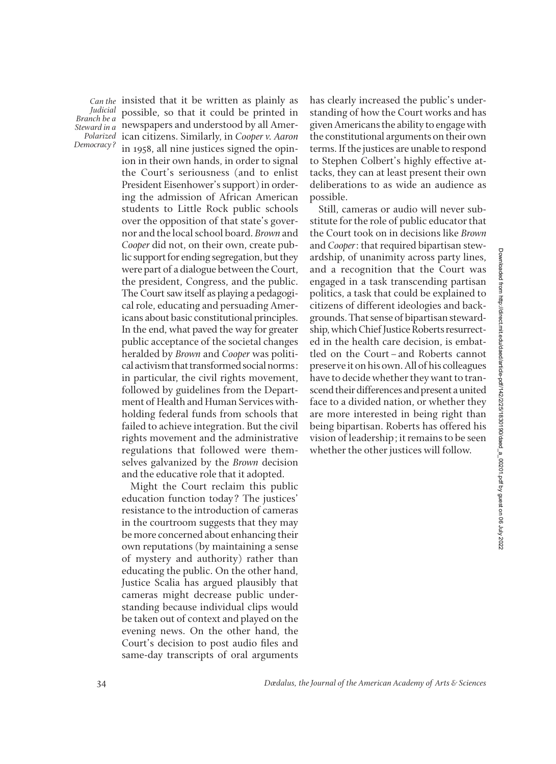insisted that it be written as plainly as possible, so that it could be printed in newspapers and understood by all American citizens. Similarly, in *Cooper v. Aaron* in 1958, all nine justices signed the opinion in their own hands, in order to signal the Court's seriousness (and to enlist President Eisenhower's support) in ordering the admission of African American students to Little Rock public schools over the opposition of that state's governor and the local school board. *Brown* and *Cooper* did not, on their own, create public support for ending segregation, but they were part of a dialogue between the Court, the president, Congress, and the public. The Court saw itself as playing a pedagogical role, educating and persuading Americans about basic constitutional principles. In the end, what paved the way for greater public acceptance of the societal changes heralded by *Brown* and *Cooper* was political activism that transformed social norms: in particular, the civil rights movement, followed by guidelines from the Department of Health and Human Services withholding federal funds from schools that failed to achieve integration. But the civil rights movement and the administrative regulations that followed were themselves galvanized by the *Brown* decision and the educative role that it adopted.

Might the Court reclaim this public education function today? The justices' resistance to the introduction of cameras in the courtroom suggests that they may be more concerned about enhancing their own reputations (by maintaining a sense of mystery and authority) rather than educating the public. On the other hand, Justice Scalia has argued plausibly that cameras might decrease public understanding because individual clips would be taken out of context and played on the evening news. On the other hand, the Court's decision to post audio files and same-day transcripts of oral arguments has clearly increased the public's understanding of how the Court works and has given Americans the ability to engage with the constitutional arguments on their own terms. If the justices are unable to respond to Stephen Colbert's highly effective attacks, they can at least present their own deliberations to as wide an audience as possible.

Still, cameras or audio will never substitute for the role of public educator that the Court took on in decisions like *Brown* and *Cooper*: that required bipartisan stewardship, of unanimity across party lines, and a recognition that the Court was engaged in a task transcending partisan politics, a task that could be explained to citizens of different ideologies and backgrounds. That sense of bipartisan stewardship, which Chief Justice Roberts resurrected in the health care decision, is embattled on the Court – and Roberts cannot preserve it on his own. All of his colleagues have to decide whether they want to transcend their differences and present a united face to a divided nation, or whether they are more interested in being right than being bipartisan. Roberts has offered his vision of leadership; it remains to be seen whether the other justices will follow.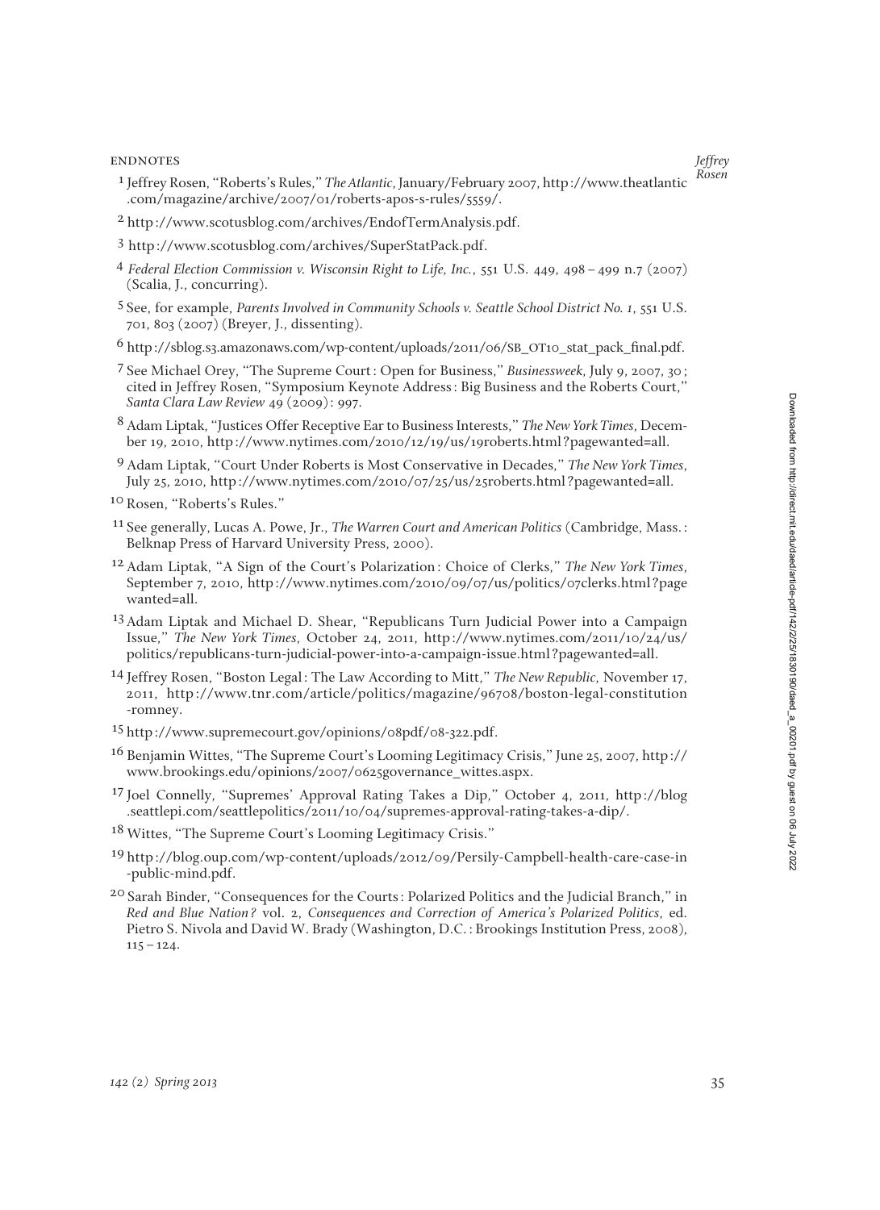ENDNOTES

1 Jeffrey Rosen, "Roberts's Rules," *The Atlantic*, January/February 2007, http://www.theatlantic.com/magazine/archive/2007/01/roberts-apos-s-rules/5559/.

2 http://www.scotusblog.com/archives/EndofTermAnalysis.pdf.

3 http://www.scotusblog.com/archives/SuperStatPack.pdf.

4 *Federal Election Commission v. Wisconsin Right to Life, Inc.*, 551 U.S. 449, 498–499 n.7 (2007) (Scalia, J., concurring).

5 See, for example, *Parents Involved in Community Schools v. Seattle School District No. 1*, 551 U.S. 701, 803 (2007) (Breyer, J., dissenting).

6 http://sblog.s3.amazonaws.com/wp-content/uploads/2011/06/SB_OT10_stat_pack_final.pdf.

7 See Michael Orey, "The Supreme Court: Open for Business," *Businessweek*, July 9, 2007, 30; cited in Jeffrey Rosen, "Symposium Keynote Address: Big Business and the Roberts Court," *Santa Clara Law Review* 49 (2009): 997.

8 Adam Liptak, "Justices Offer Receptive Ear to Business Interests," *The New York Times*, December 19, 2010, http://www.nytimes.com/2010/12/19/us/19roberts.html?pagewanted=all.

9 Adam Liptak, "Court Under Roberts is Most Conservative in Decades," *The New York Times*, July 25, 2010, http://www.nytimes.com/2010/07/25/us/25roberts.html?pagewanted=all.

10 Rosen, "Roberts's Rules."

11 See generally, Lucas A. Powe, Jr., *The Warren Court and American Politics* (Cambridge, Mass.: Belknap Press of Harvard University Press, 2000).

12 Adam Liptak, "A Sign of the Court's Polarization: Choice of Clerks," *The New York Times*, September 7, 2010, http://www.nytimes.com/2010/09/07/us/politics/07clerks.html?pagewanted=all.

13 Adam Liptak and Michael D. Shear, "Republicans Turn Judicial Power into a Campaign Issue," *The New York Times*, October 24, 2011, http://www.nytimes.com/2011/10/24/us/politics/republicans-turn-judicial-power-into-a-campaign-issue.html?pagewanted=all.

14 Jeffrey Rosen, "Boston Legal: The Law According to Mitt," *The New Republic*, November 17, 2011, http://www.tnr.com/article/politics/magazine/96708/boston-legal-constitution-romney.

15 http://www.supremecourt.gov/opinions/08pdf/08-322.pdf.

16 Benjamin Wittes, "The Supreme Court's Looming Legitimacy Crisis," June 25, 2007, http://www.brookings.edu/opinions/2007/0625governance_wittes.aspx.

17 Joel Connelly, "Supremes' Approval Rating Takes a Dip," October 4, 2011, http://blog.seattlepi.com/seattlepolitics/2011/10/04/supremes-approval-rating-takes-a-dip/.

18 Wittes, "The Supreme Court's Looming Legitimacy Crisis."

19 http://blog.oup.com/wp-content/uploads/2012/09/Persily-Campbell-health-care-case-in-public-mind.pdf.

20 Sarah Binder, "Consequences for the Courts: Polarized Politics and the Judicial Branch," in *Red and Blue Nation?* vol. 2, *Consequences and Correction of America's Polarized Politics*, ed. Pietro S. Nivola and David W. Brady (Washington, D.C.: Brookings Institution Press, 2008), 115–124.